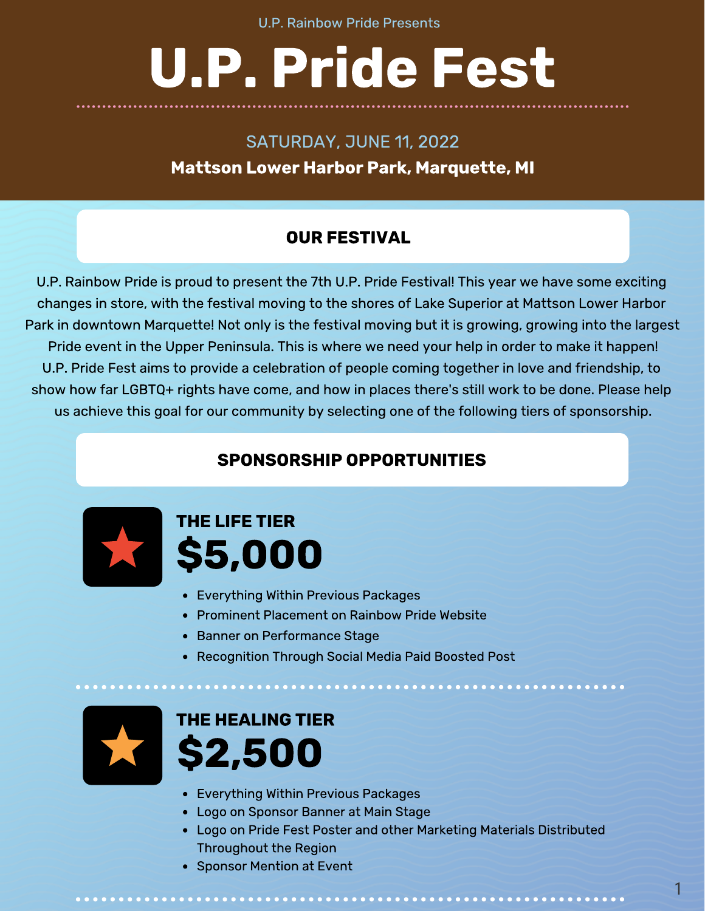U.P. Rainbow Pride Presents

# U.P. Pride Fest

SATURDAY, JUNE 11, 2022

**Mattson Lower Harbor Park, Marquette, MI**

## OUR FESTIVAL

U.P. Rainbow Pride is proud to present the 7th U.P. Pride Festival! This year we have some exciting changes in store, with the festival moving to the shores of Lake Superior at Mattson Lower Harbor Park in downtown Marquette! Not only is the festival moving but it is growing, growing into the largest Pride event in the Upper Peninsula. This is where we need your help in order to make it happen! U.P. Pride Fest aims to provide a celebration of people coming together in love and friendship, to show how far LGBTQ+ rights have come, and how in places there's still work to be done. Please help us achieve this goal for our community by selecting one of the following tiers of sponsorship.

## SPONSORSHIP OPPORTUNITIES

### THE LIFE TIER

**$5,000**

- Everything Within Previous Packages
- Prominent Placement on Rainbow Pride Website
- Banner on Performance Stage
- Recognition Through Social Media Paid Boosted Post

### THE HEALING TIER

**$2,500**

- Everything Within Previous Packages
- Logo on Sponsor Banner at Main Stage
- Logo on Pride Fest Poster and other Marketing Materials Distributed Throughout the Region
- Sponsor Mention at Event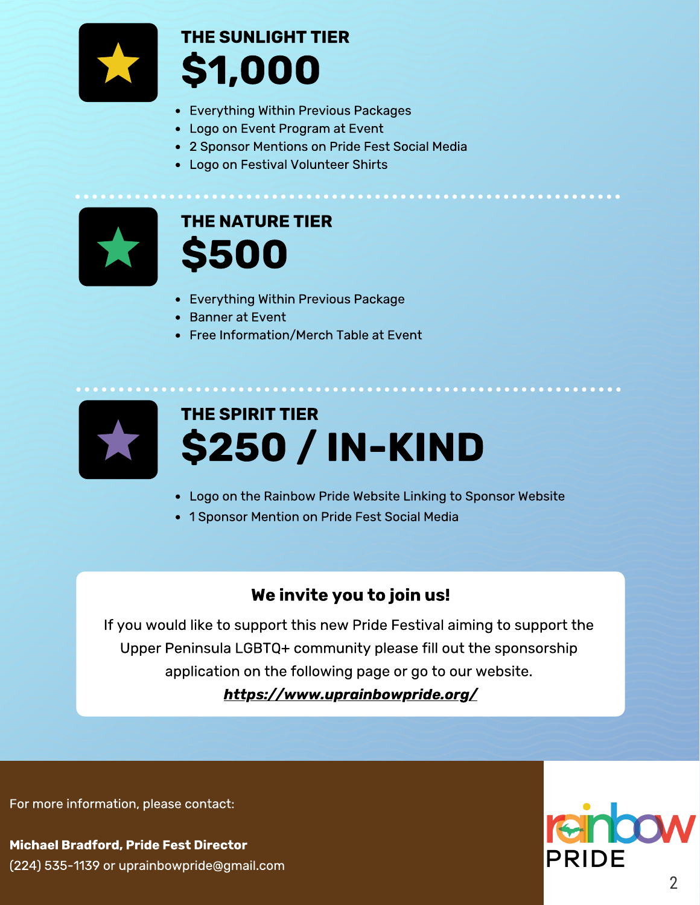## THE SUNLIGHT TIER

# $1,000

- Everything Within Previous Packages
- Logo on Event Program at Event
- 2 Sponsor Mentions on Pride Fest Social Media
- Logo on Festival Volunteer Shirts

## THE NATURE TIER

# $500

- Everything Within Previous Package
- Banner at Event
- Free Information/Merch Table at Event

## THE SPIRIT TIER

# $250 / IN-KIND

- Logo on the Rainbow Pride Website Linking to Sponsor Website
- 1 Sponsor Mention on Pride Fest Social Media

### We invite you to join us!

If you would like to support this new Pride Festival aiming to support the Upper Peninsula LGBTQ+ community please fill out the sponsorship application on the following page or go to our website.

***https://www.uprainbowpride.org/***

For more information, please contact:

**Michael Bradford, Pride Fest Director**
(224) 535-1139 or uprainbowpride@gmail.com

rainbow PRIDE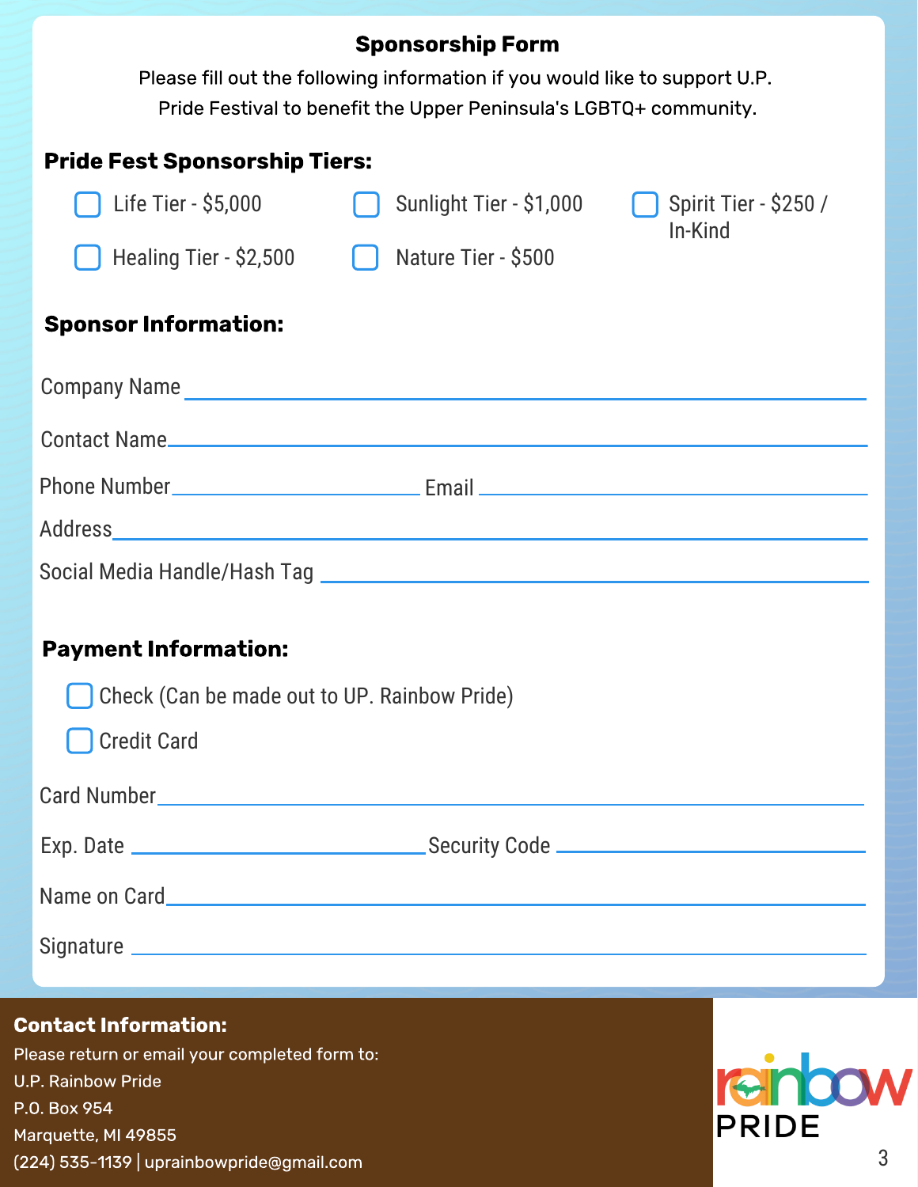## Sponsorship Form

Please fill out the following information if you would like to support U.P. Pride Festival to benefit the Upper Peninsula's LGBTQ+ community.

### Pride Fest Sponsorship Tiers:

- ☐ Life Tier - $5,000
- ☐ Healing Tier - $2,500
- ☐ Sunlight Tier - $1,000
- ☐ Nature Tier - $500
- ☐ Spirit Tier - $250 / In-Kind

### Sponsor Information:

Company Name ______________________________

Contact Name ______________________________

Phone Number ______________ Email ______________

Address ______________________________

Social Media Handle/Hash Tag ______________________________

### Payment Information:

- ☐ Check (Can be made out to UP. Rainbow Pride)
- ☐ Credit Card

Card Number ______________________________

Exp. Date ______________ Security Code ______________

Name on Card ______________________________

Signature ______________________________

**Contact Information:**

Please return or email your completed form to:
U.P. Rainbow Pride
P.O. Box 954
Marquette, MI 49855
(224) 535-1139 | uprainbowpride@gmail.com

rainbow PRIDE